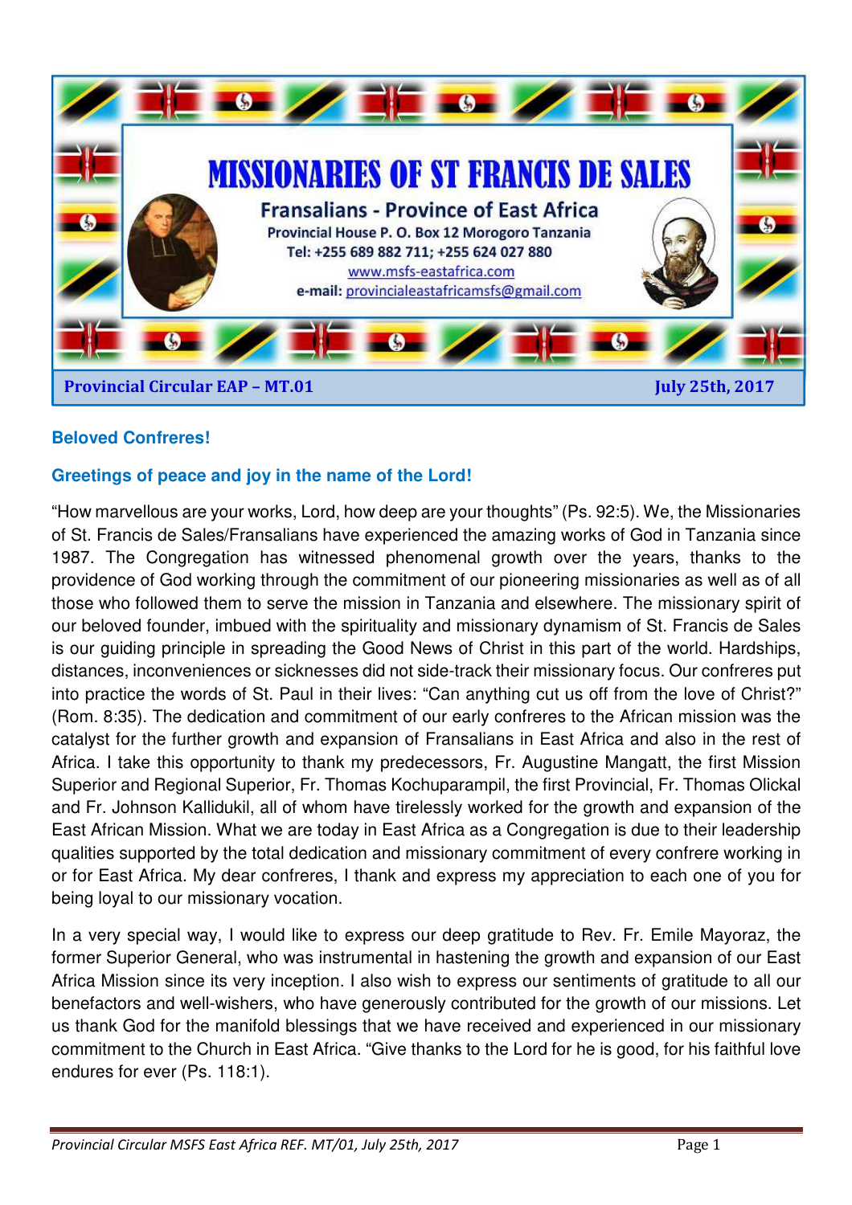# MISSIONARIES OF ST FRANCIS DE SALES

## Fransalians - Province of East Africa

**Provincial House P. O. Box 12 Morogoro Tanzania**
**Tel: +255 689 882 711; +255 624 027 880**
www.msfs-eastafrica.com
**e-mail:** provincialeastafricamsfs@gmail.com

**Provincial Circular EAP – MT.01** **July 25th, 2017**

**Beloved Confreres!**

**Greetings of peace and joy in the name of the Lord!**

"How marvellous are your works, Lord, how deep are your thoughts" (Ps. 92:5). We, the Missionaries of St. Francis de Sales/Fransalians have experienced the amazing works of God in Tanzania since 1987. The Congregation has witnessed phenomenal growth over the years, thanks to the providence of God working through the commitment of our pioneering missionaries as well as of all those who followed them to serve the mission in Tanzania and elsewhere. The missionary spirit of our beloved founder, imbued with the spirituality and missionary dynamism of St. Francis de Sales is our guiding principle in spreading the Good News of Christ in this part of the world. Hardships, distances, inconveniences or sicknesses did not side-track their missionary focus. Our confreres put into practice the words of St. Paul in their lives: "Can anything cut us off from the love of Christ?" (Rom. 8:35). The dedication and commitment of our early confreres to the African mission was the catalyst for the further growth and expansion of Fransalians in East Africa and also in the rest of Africa. I take this opportunity to thank my predecessors, Fr. Augustine Mangatt, the first Mission Superior and Regional Superior, Fr. Thomas Kochuparampil, the first Provincial, Fr. Thomas Olickal and Fr. Johnson Kallidukil, all of whom have tirelessly worked for the growth and expansion of the East African Mission. What we are today in East Africa as a Congregation is due to their leadership qualities supported by the total dedication and missionary commitment of every confrere working in or for East Africa. My dear confreres, I thank and express my appreciation to each one of you for being loyal to our missionary vocation.

In a very special way, I would like to express our deep gratitude to Rev. Fr. Emile Mayoraz, the former Superior General, who was instrumental in hastening the growth and expansion of our East Africa Mission since its very inception. I also wish to express our sentiments of gratitude to all our benefactors and well-wishers, who have generously contributed for the growth of our missions. Let us thank God for the manifold blessings that we have received and experienced in our missionary commitment to the Church in East Africa. "Give thanks to the Lord for he is good, for his faithful love endures for ever (Ps. 118:1).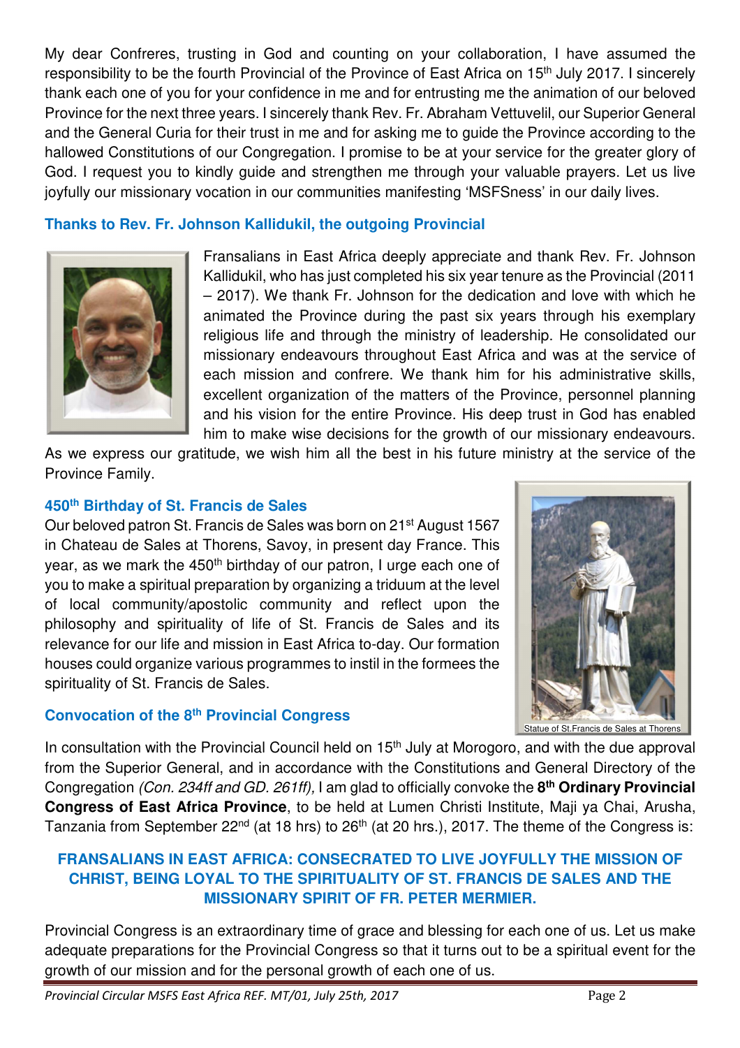My dear Confreres, trusting in God and counting on your collaboration, I have assumed the responsibility to be the fourth Provincial of the Province of East Africa on 15th July 2017. I sincerely thank each one of you for your confidence in me and for entrusting me the animation of our beloved Province for the next three years. I sincerely thank Rev. Fr. Abraham Vettuvelil, our Superior General and the General Curia for their trust in me and for asking me to guide the Province according to the hallowed Constitutions of our Congregation. I promise to be at your service for the greater glory of God. I request you to kindly guide and strengthen me through your valuable prayers. Let us live joyfully our missionary vocation in our communities manifesting 'MSFSness' in our daily lives.

### Thanks to Rev. Fr. Johnson Kallidukil, the outgoing Provincial

Fransalians in East Africa deeply appreciate and thank Rev. Fr. Johnson Kallidukil, who has just completed his six year tenure as the Provincial (2011 – 2017). We thank Fr. Johnson for the dedication and love with which he animated the Province during the past six years through his exemplary religious life and through the ministry of leadership. He consolidated our missionary endeavours throughout East Africa and was at the service of each mission and confrere. We thank him for his administrative skills, excellent organization of the matters of the Province, personnel planning and his vision for the entire Province. His deep trust in God has enabled him to make wise decisions for the growth of our missionary endeavours. As we express our gratitude, we wish him all the best in his future ministry at the service of the Province Family.

### 450th Birthday of St. Francis de Sales

Our beloved patron St. Francis de Sales was born on 21st August 1567 in Chateau de Sales at Thorens, Savoy, in present day France. This year, as we mark the 450th birthday of our patron, I urge each one of you to make a spiritual preparation by organizing a triduum at the level of local community/apostolic community and reflect upon the philosophy and spirituality of life of St. Francis de Sales and its relevance for our life and mission in East Africa to-day. Our formation houses could organize various programmes to instil in the formees the spirituality of St. Francis de Sales.

Statue of St.Francis de Sales at Thorens

### Convocation of the 8th Provincial Congress

In consultation with the Provincial Council held on 15th July at Morogoro, and with the due approval from the Superior General, and in accordance with the Constitutions and General Directory of the Congregation *(Con. 234ff and GD. 261ff),* I am glad to officially convoke the **8th Ordinary Provincial Congress of East Africa Province**, to be held at Lumen Christi Institute, Maji ya Chai, Arusha, Tanzania from September 22nd (at 18 hrs) to 26th (at 20 hrs.), 2017. The theme of the Congress is:

**FRANSALIANS IN EAST AFRICA: CONSECRATED TO LIVE JOYFULLY THE MISSION OF CHRIST, BEING LOYAL TO THE SPIRITUALITY OF ST. FRANCIS DE SALES AND THE MISSIONARY SPIRIT OF FR. PETER MERMIER.**

Provincial Congress is an extraordinary time of grace and blessing for each one of us. Let us make adequate preparations for the Provincial Congress so that it turns out to be a spiritual event for the growth of our mission and for the personal growth of each one of us.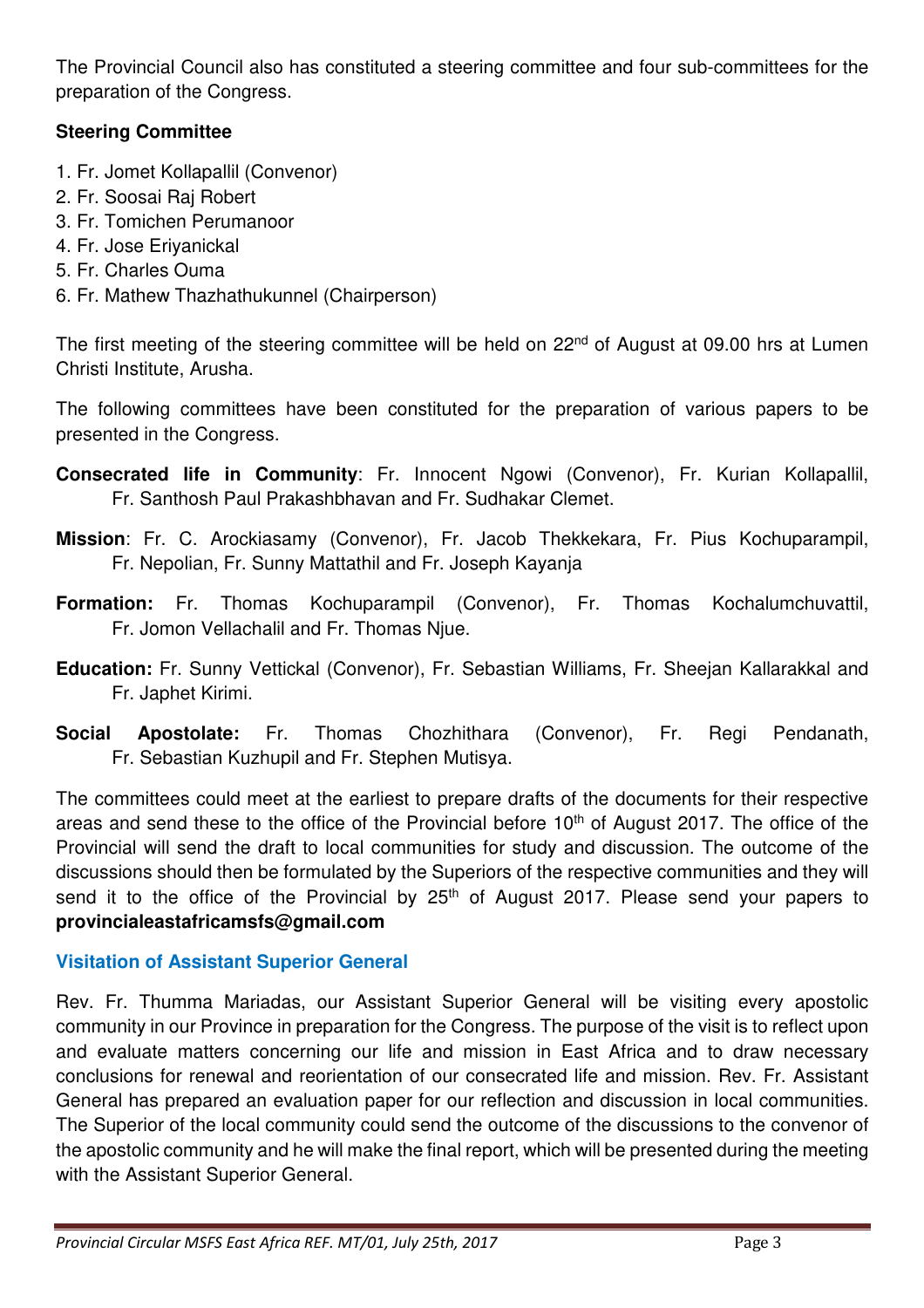The Provincial Council also has constituted a steering committee and four sub-committees for the preparation of the Congress.

**Steering Committee**

1. Fr. Jomet Kollapallil (Convenor)
2. Fr. Soosai Raj Robert
3. Fr. Tomichen Perumanoor
4. Fr. Jose Eriyanickal
5. Fr. Charles Ouma
6. Fr. Mathew Thazhathukunnel (Chairperson)

The first meeting of the steering committee will be held on 22nd of August at 09.00 hrs at Lumen Christi Institute, Arusha.

The following committees have been constituted for the preparation of various papers to be presented in the Congress.

**Consecrated life in Community**: Fr. Innocent Ngowi (Convenor), Fr. Kurian Kollapallil, Fr. Santhosh Paul Prakashbhavan and Fr. Sudhakar Clemet.

**Mission**: Fr. C. Arockiasamy (Convenor), Fr. Jacob Thekkekara, Fr. Pius Kochuparampil, Fr. Nepolian, Fr. Sunny Mattathil and Fr. Joseph Kayanja

**Formation:** Fr. Thomas Kochuparampil (Convenor), Fr. Thomas Kochalumchuvattil, Fr. Jomon Vellachalil and Fr. Thomas Njue.

**Education:** Fr. Sunny Vettickal (Convenor), Fr. Sebastian Williams, Fr. Sheejan Kallarakkal and Fr. Japhet Kirimi.

**Social Apostolate:** Fr. Thomas Chozhithara (Convenor), Fr. Regi Pendanath, Fr. Sebastian Kuzhupil and Fr. Stephen Mutisya.

The committees could meet at the earliest to prepare drafts of the documents for their respective areas and send these to the office of the Provincial before 10th of August 2017. The office of the Provincial will send the draft to local communities for study and discussion. The outcome of the discussions should then be formulated by the Superiors of the respective communities and they will send it to the office of the Provincial by 25th of August 2017. Please send your papers to **provincialeastafricamsfs@gmail.com**

### Visitation of Assistant Superior General

Rev. Fr. Thumma Mariadas, our Assistant Superior General will be visiting every apostolic community in our Province in preparation for the Congress. The purpose of the visit is to reflect upon and evaluate matters concerning our life and mission in East Africa and to draw necessary conclusions for renewal and reorientation of our consecrated life and mission. Rev. Fr. Assistant General has prepared an evaluation paper for our reflection and discussion in local communities. The Superior of the local community could send the outcome of the discussions to the convenor of the apostolic community and he will make the final report, which will be presented during the meeting with the Assistant Superior General.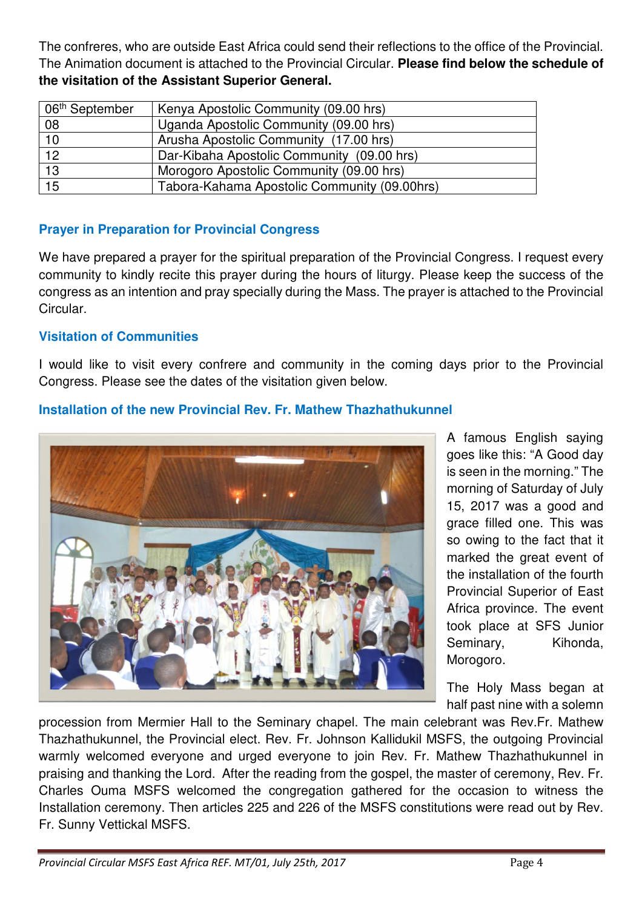The confreres, who are outside East Africa could send their reflections to the office of the Provincial. The Animation document is attached to the Provincial Circular. **Please find below the schedule of the visitation of the Assistant Superior General.**

| 06th September | Kenya Apostolic Community (09.00 hrs) |
|---|---|
| 08 | Uganda Apostolic Community (09.00 hrs) |
| 10 | Arusha Apostolic Community (17.00 hrs) |
| 12 | Dar-Kibaha Apostolic Community (09.00 hrs) |
| 13 | Morogoro Apostolic Community (09.00 hrs) |
| 15 | Tabora-Kahama Apostolic Community (09.00hrs) |

## Prayer in Preparation for Provincial Congress

We have prepared a prayer for the spiritual preparation of the Provincial Congress. I request every community to kindly recite this prayer during the hours of liturgy. Please keep the success of the congress as an intention and pray specially during the Mass. The prayer is attached to the Provincial Circular.

## Visitation of Communities

I would like to visit every confrere and community in the coming days prior to the Provincial Congress. Please see the dates of the visitation given below.

## Installation of the new Provincial Rev. Fr. Mathew Thazhathukunnel

A famous English saying goes like this: "A Good day is seen in the morning." The morning of Saturday of July 15, 2017 was a good and grace filled one. This was so owing to the fact that it marked the great event of the installation of the fourth Provincial Superior of East Africa province. The event took place at SFS Junior Seminary, Kihonda, Morogoro.

The Holy Mass began at half past nine with a solemn procession from Mermier Hall to the Seminary chapel. The main celebrant was Rev.Fr. Mathew Thazhathukunnel, the Provincial elect. Rev. Fr. Johnson Kallidukil MSFS, the outgoing Provincial warmly welcomed everyone and urged everyone to join Rev. Fr. Mathew Thazhathukunnel in praising and thanking the Lord. After the reading from the gospel, the master of ceremony, Rev. Fr. Charles Ouma MSFS welcomed the congregation gathered for the occasion to witness the Installation ceremony. Then articles 225 and 226 of the MSFS constitutions were read out by Rev. Fr. Sunny Vettickal MSFS.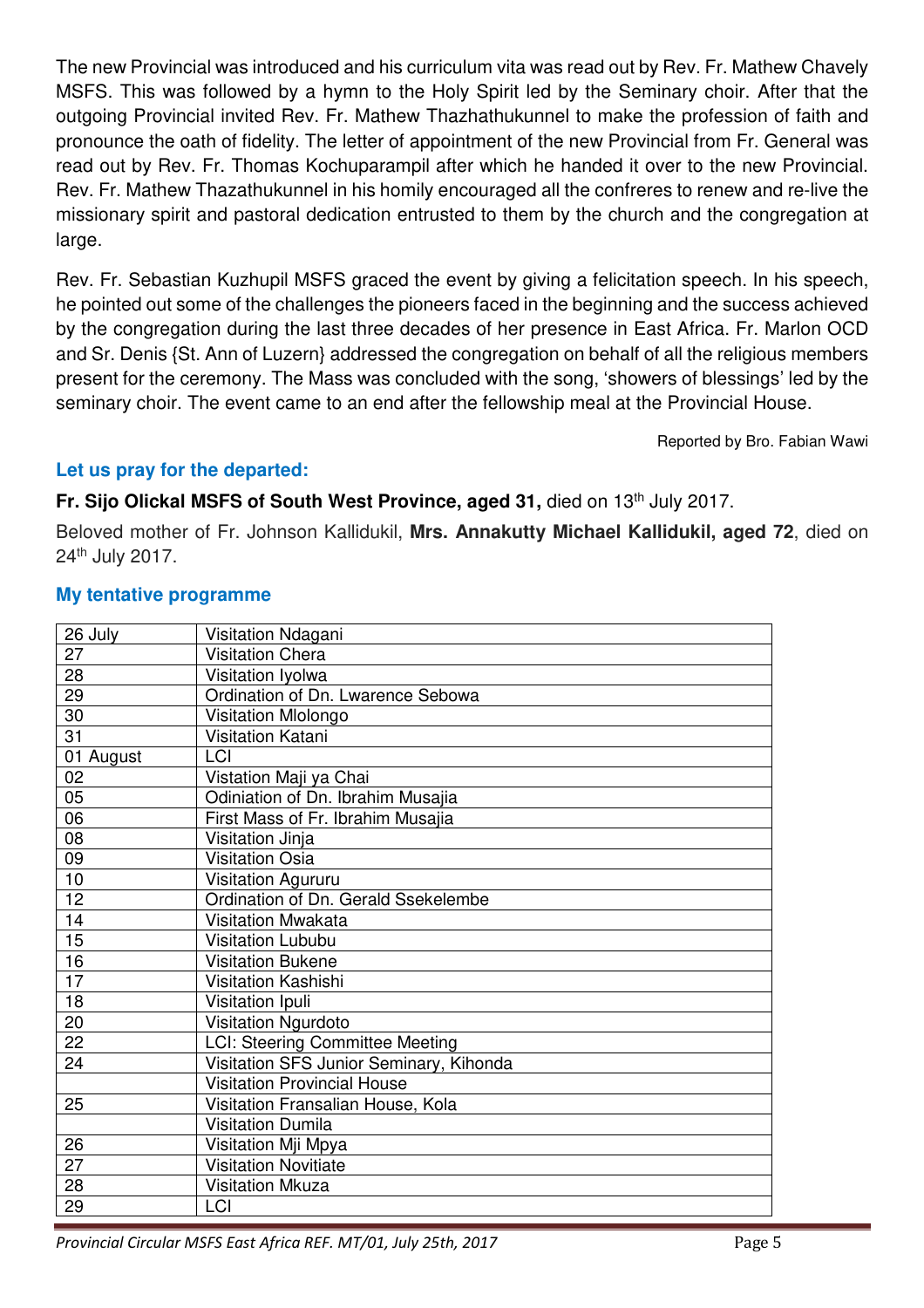The new Provincial was introduced and his curriculum vita was read out by Rev. Fr. Mathew Chavely MSFS. This was followed by a hymn to the Holy Spirit led by the Seminary choir. After that the outgoing Provincial invited Rev. Fr. Mathew Thazhathukunnel to make the profession of faith and pronounce the oath of fidelity. The letter of appointment of the new Provincial from Fr. General was read out by Rev. Fr. Thomas Kochuparampil after which he handed it over to the new Provincial. Rev. Fr. Mathew Thazathukunnel in his homily encouraged all the confreres to renew and re-live the missionary spirit and pastoral dedication entrusted to them by the church and the congregation at large.

Rev. Fr. Sebastian Kuzhupil MSFS graced the event by giving a felicitation speech. In his speech, he pointed out some of the challenges the pioneers faced in the beginning and the success achieved by the congregation during the last three decades of her presence in East Africa. Fr. Marlon OCD and Sr. Denis {St. Ann of Luzern} addressed the congregation on behalf of all the religious members present for the ceremony. The Mass was concluded with the song, 'showers of blessings' led by the seminary choir. The event came to an end after the fellowship meal at the Provincial House.

Reported by Bro. Fabian Wawi

### Let us pray for the departed:

**Fr. Sijo Olickal MSFS of South West Province, aged 31,** died on 13th July 2017.

Beloved mother of Fr. Johnson Kallidukil, **Mrs. Annakutty Michael Kallidukil, aged 72**, died on 24th July 2017.

### My tentative programme

| 26 July | Visitation Ndagani |
|---|---|
| 27 | Visitation Chera |
| 28 | Visitation Iyolwa |
| 29 | Ordination of Dn. Lwarence Sebowa |
| 30 | Visitation Mlolongo |
| 31 | Visitation Katani |
| 01 August | LCI |
| 02 | Vistation Maji ya Chai |
| 05 | Odiniation of Dn. Ibrahim Musajia |
| 06 | First Mass of Fr. Ibrahim Musajia |
| 08 | Visitation Jinja |
| 09 | Visitation Osia |
| 10 | Visitation Agururu |
| 12 | Ordination of Dn. Gerald Ssekelembe |
| 14 | Visitation Mwakata |
| 15 | Visitation Lububu |
| 16 | Visitation Bukene |
| 17 | Visitation Kashishi |
| 18 | Visitation Ipuli |
| 20 | Visitation Ngurdoto |
| 22 | LCI: Steering Committee Meeting |
| 24 | Visitation SFS Junior Seminary, Kihonda |
| | Visitation Provincial House |
| 25 | Visitation Fransalian House, Kola |
| | Visitation Dumila |
| 26 | Visitation Mji Mpya |
| 27 | Visitation Novitiate |
| 28 | Visitation Mkuza |
| 29 | LCI |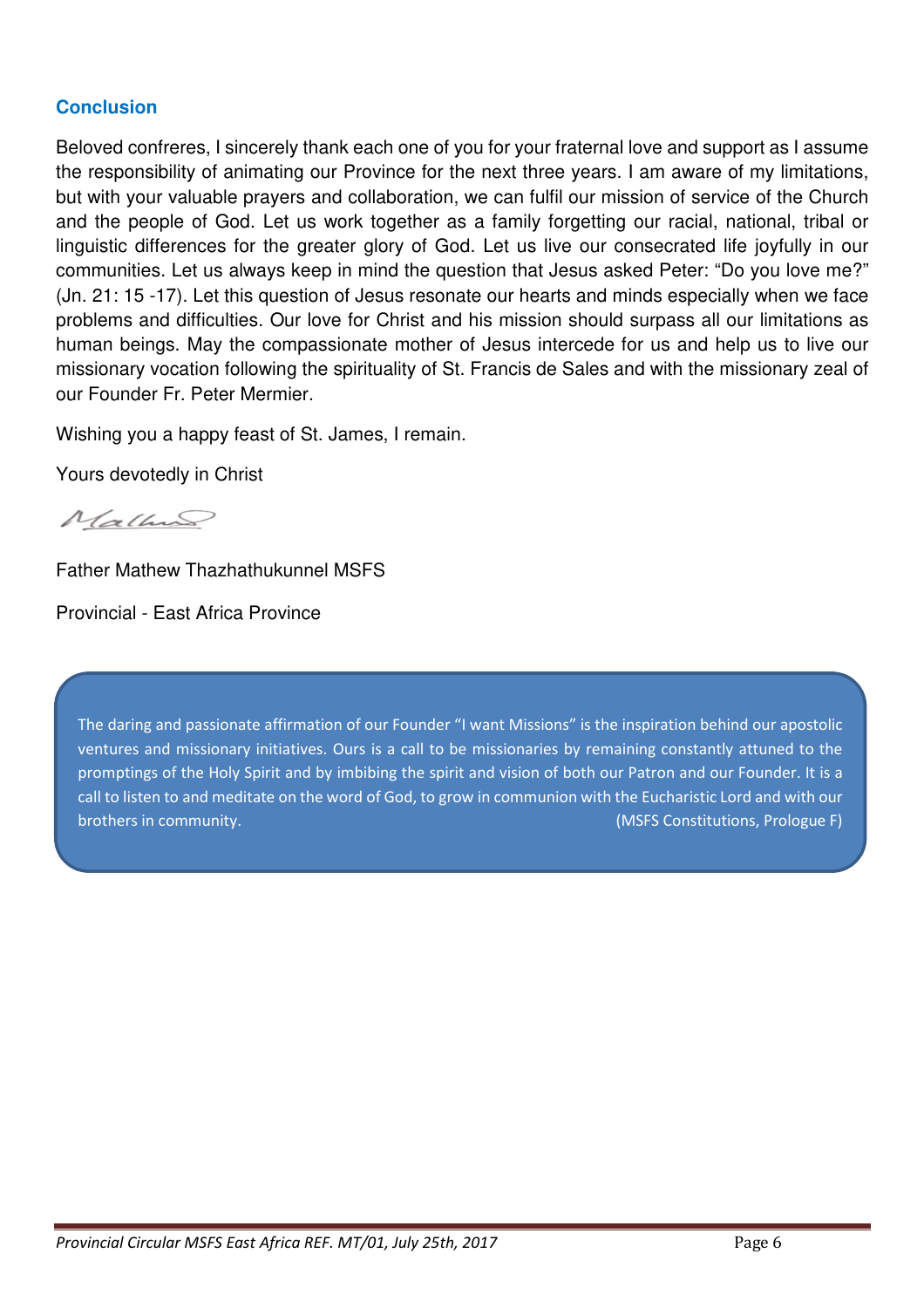## Conclusion

Beloved confreres, I sincerely thank each one of you for your fraternal love and support as I assume the responsibility of animating our Province for the next three years. I am aware of my limitations, but with your valuable prayers and collaboration, we can fulfil our mission of service of the Church and the people of God. Let us work together as a family forgetting our racial, national, tribal or linguistic differences for the greater glory of God. Let us live our consecrated life joyfully in our communities. Let us always keep in mind the question that Jesus asked Peter: "Do you love me?" (Jn. 21: 15 -17). Let this question of Jesus resonate our hearts and minds especially when we face problems and difficulties. Our love for Christ and his mission should surpass all our limitations as human beings. May the compassionate mother of Jesus intercede for us and help us to live our missionary vocation following the spirituality of St. Francis de Sales and with the missionary zeal of our Founder Fr. Peter Mermier.

Wishing you a happy feast of St. James, I remain.

Yours devotedly in Christ

Father Mathew Thazhathukunnel MSFS

Provincial - East Africa Province

> The daring and passionate affirmation of our Founder "I want Missions" is the inspiration behind our apostolic ventures and missionary initiatives. Ours is a call to be missionaries by remaining constantly attuned to the promptings of the Holy Spirit and by imbibing the spirit and vision of both our Patron and our Founder. It is a call to listen to and meditate on the word of God, to grow in communion with the Eucharistic Lord and with our brothers in community. (MSFS Constitutions, Prologue F)